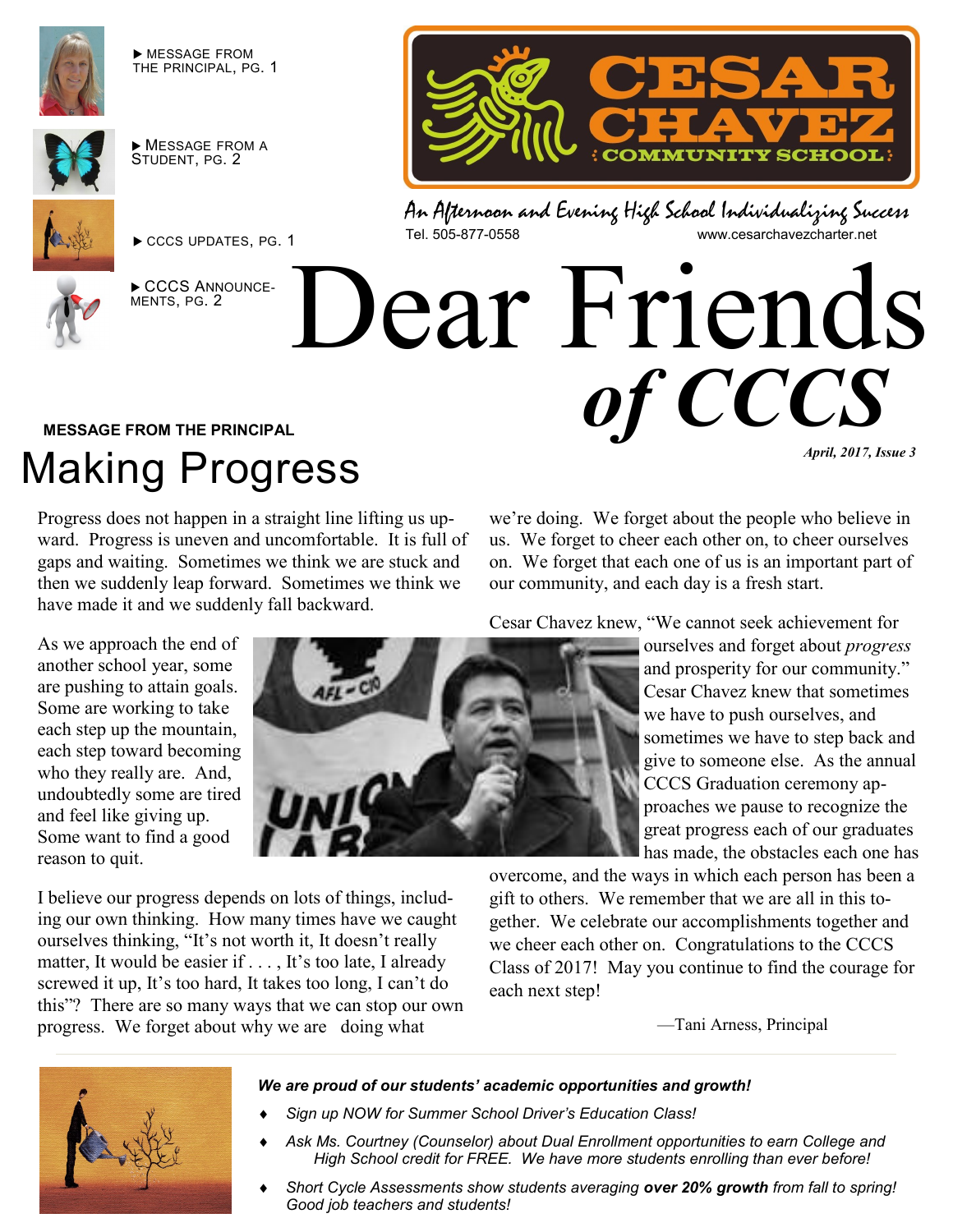▶ MESSAGE FROM THE PRINCIPAL, PG. 1

▶ MESSAGE FROM A STUDENT, PG. 2

▶ CCCS UPDATES, PG. 1

▶ CCCS ANNOUNCEMENTS, PG. 2

CESAR CHAVEZ COMMUNITY SCHOOL

An Afternoon and Evening High School Individualizing Success

Tel. 505-877-0558 www.cesarchavezcharter.net

# Dear Friends *of CCCS*

*April, 2017, Issue 3*

**MESSAGE FROM THE PRINCIPAL**

## Making Progress

Progress does not happen in a straight line lifting us upward. Progress is uneven and uncomfortable. It is full of gaps and waiting. Sometimes we think we are stuck and then we suddenly leap forward. Sometimes we think we have made it and we suddenly fall backward.

As we approach the end of another school year, some are pushing to attain goals. Some are working to take each step up the mountain, each step toward becoming who they really are. And, undoubtedly some are tired and feel like giving up. Some want to find a good reason to quit.

I believe our progress depends on lots of things, including our own thinking. How many times have we caught ourselves thinking, "It's not worth it, It doesn't really matter, It would be easier if . . . , It's too late, I already screwed it up, It's too hard, It takes too long, I can't do this"? There are so many ways that we can stop our own progress. We forget about why we are doing what we're doing. We forget about the people who believe in us. We forget to cheer each other on, to cheer ourselves on. We forget that each one of us is an important part of our community, and each day is a fresh start.

Cesar Chavez knew, "We cannot seek achievement for ourselves and forget about *progress* and prosperity for our community." Cesar Chavez knew that sometimes we have to push ourselves, and sometimes we have to step back and give to someone else. As the annual CCCS Graduation ceremony approaches we pause to recognize the great progress each of our graduates has made, the obstacles each one has overcome, and the ways in which each person has been a gift to others. We remember that we are all in this together. We celebrate our accomplishments together and we cheer each other on. Congratulations to the CCCS Class of 2017! May you continue to find the courage for each next step!

—Tani Arness, Principal

***We are proud of our students' academic opportunities and growth!***

- *Sign up NOW for Summer School Driver's Education Class!*
- *Ask Ms. Courtney (Counselor) about Dual Enrollment opportunities to earn College and High School credit for FREE. We have more students enrolling than ever before!*
- *Short Cycle Assessments show students averaging **over 20% growth** from fall to spring! Good job teachers and students!*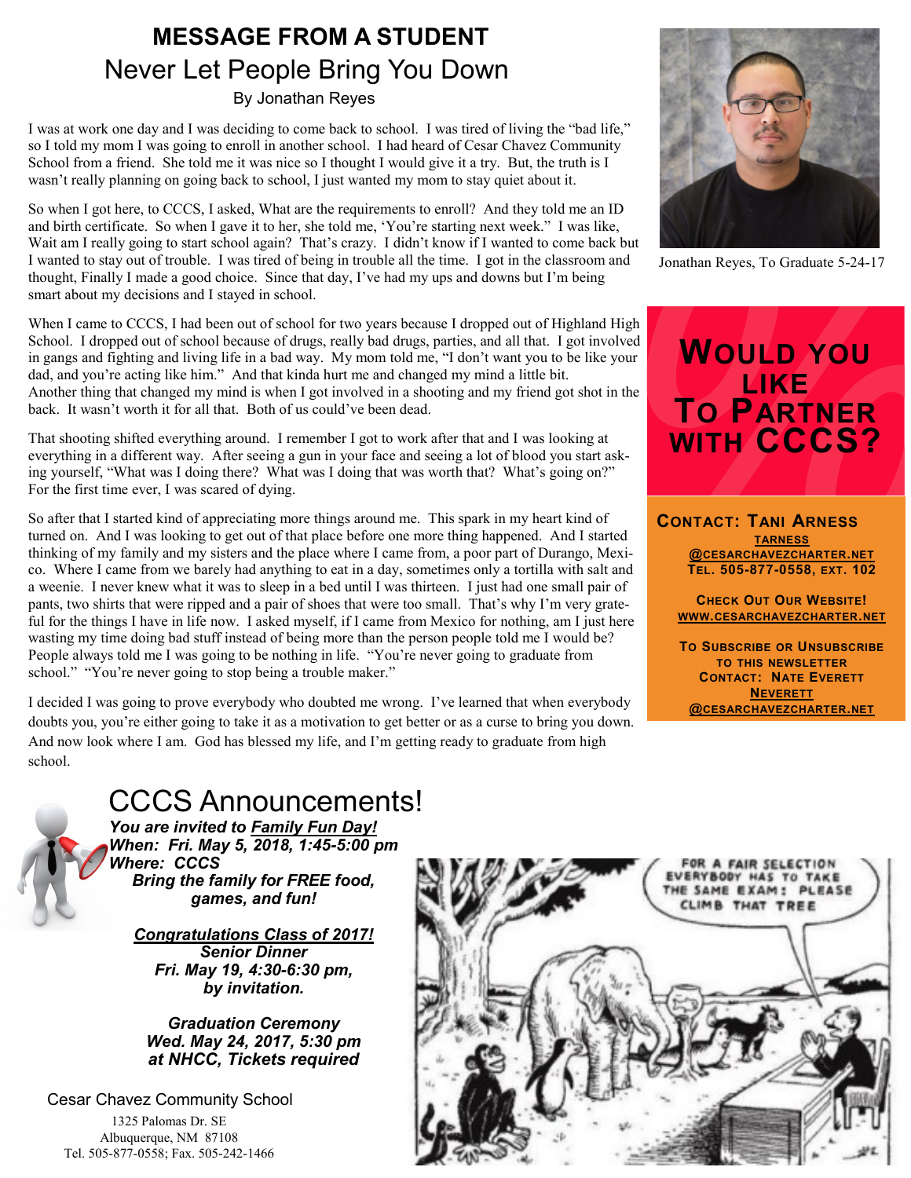# MESSAGE FROM A STUDENT

## Never Let People Bring You Down

By Jonathan Reyes

I was at work one day and I was deciding to come back to school. I was tired of living the "bad life," so I told my mom I was going to enroll in another school. I had heard of Cesar Chavez Community School from a friend. She told me it was nice so I thought I would give it a try. But, the truth is I wasn't really planning on going back to school, I just wanted my mom to stay quiet about it.

So when I got here, to CCCS, I asked, What are the requirements to enroll? And they told me an ID and birth certificate. So when I gave it to her, she told me, 'You're starting next week.' I was like, Wait am I really going to start school again? That's crazy. I didn't know if I wanted to come back but I wanted to stay out of trouble. I was tired of being in trouble all the time. I got in the classroom and thought, Finally I made a good choice. Since that day, I've had my ups and downs but I'm being smart about my decisions and I stayed in school.

When I came to CCCS, I had been out of school for two years because I dropped out of Highland High School. I dropped out of school because of drugs, really bad drugs, parties, and all that. I got involved in gangs and fighting and living life in a bad way. My mom told me, "I don't want you to be like your dad, and you're acting like him." And that kinda hurt me and changed my mind a little bit. Another thing that changed my mind is when I got involved in a shooting and my friend got shot in the back. It wasn't worth it for all that. Both of us could've been dead.

That shooting shifted everything around. I remember I got to work after that and I was looking at everything in a different way. After seeing a gun in your face and seeing a lot of blood you start asking yourself, "What was I doing there? What was I doing that was worth that? What's going on?" For the first time ever, I was scared of dying.

So after that I started kind of appreciating more things around me. This spark in my heart kind of turned on. And I was looking to get out of that place before one more thing happened. And I started thinking of my family and my sisters and the place where I came from, a poor part of Durango, Mexico. Where I came from we barely had anything to eat in a day, sometimes only a tortilla with salt and a weenie. I never knew what it was to sleep in a bed until I was thirteen. I just had one small pair of pants, two shirts that were ripped and a pair of shoes that were too small. That's why I'm very grateful for the things I have in life now. I asked myself, if I came from Mexico for nothing, am I just here wasting my time doing bad stuff instead of being more than the person people told me I would be? People always told me I was going to be nothing in life. "You're never going to graduate from school." "You're never going to stop being a trouble maker."

I decided I was going to prove everybody who doubted me wrong. I've learned that when everybody doubts you, you're either going to take it as a motivation to get better or as a curse to bring you down. And now look where I am. God has blessed my life, and I'm getting ready to graduate from high school.

Jonathan Reyes, To Graduate 5-24-17

## WOULD YOU LIKE TO PARTNER WITH CCCS?

**CONTACT: TANI ARNESS**
TARNESS@CESARCHAVEZCHARTER.NET
TEL. 505-877-0558, EXT. 102

**CHECK OUT OUR WEBSITE!**
WWW.CESARCHAVEZCHARTER.NET

**TO SUBSCRIBE OR UNSUBSCRIBE TO THIS NEWSLETTER**
**CONTACT: NATE EVERETT**
NEVERETT@CESARCHAVEZCHARTER.NET

# CCCS Announcements!

***You are invited to Family Fun Day!***
***When: Fri. May 5, 2018, 1:45-5:00 pm***
***Where: CCCS***
***Bring the family for FREE food, games, and fun!***

***Congratulations Class of 2017!***
***Senior Dinner***
***Fri. May 19, 4:30-6:30 pm, by invitation.***

***Graduation Ceremony***
***Wed. May 24, 2017, 5:30 pm at NHCC, Tickets required***

Cesar Chavez Community School
1325 Palomas Dr. SE
Albuquerque, NM 87108
Tel. 505-877-0558; Fax. 505-242-1466

FOR A FAIR SELECTION EVERYBODY HAS TO TAKE THE SAME EXAM: PLEASE CLIMB THAT TREE